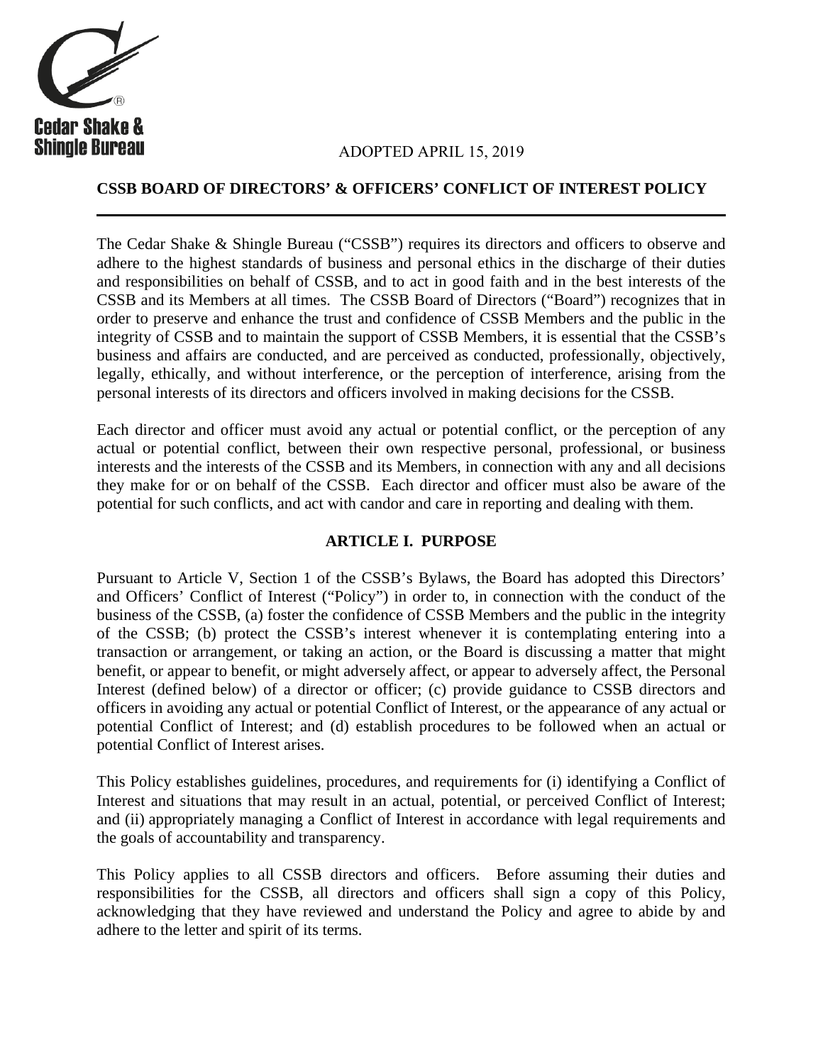Cedar Shake & Shingle Bureau

ADOPTED APRIL 15, 2019

# CSSB BOARD OF DIRECTORS' & OFFICERS' CONFLICT OF INTEREST POLICY

The Cedar Shake & Shingle Bureau ("CSSB") requires its directors and officers to observe and adhere to the highest standards of business and personal ethics in the discharge of their duties and responsibilities on behalf of CSSB, and to act in good faith and in the best interests of the CSSB and its Members at all times. The CSSB Board of Directors ("Board") recognizes that in order to preserve and enhance the trust and confidence of CSSB Members and the public in the integrity of CSSB and to maintain the support of CSSB Members, it is essential that the CSSB's business and affairs are conducted, and are perceived as conducted, professionally, objectively, legally, ethically, and without interference, or the perception of interference, arising from the personal interests of its directors and officers involved in making decisions for the CSSB.

Each director and officer must avoid any actual or potential conflict, or the perception of any actual or potential conflict, between their own respective personal, professional, or business interests and the interests of the CSSB and its Members, in connection with any and all decisions they make for or on behalf of the CSSB. Each director and officer must also be aware of the potential for such conflicts, and act with candor and care in reporting and dealing with them.

## ARTICLE I. PURPOSE

Pursuant to Article V, Section 1 of the CSSB's Bylaws, the Board has adopted this Directors' and Officers' Conflict of Interest ("Policy") in order to, in connection with the conduct of the business of the CSSB, (a) foster the confidence of CSSB Members and the public in the integrity of the CSSB; (b) protect the CSSB's interest whenever it is contemplating entering into a transaction or arrangement, or taking an action, or the Board is discussing a matter that might benefit, or appear to benefit, or might adversely affect, or appear to adversely affect, the Personal Interest (defined below) of a director or officer; (c) provide guidance to CSSB directors and officers in avoiding any actual or potential Conflict of Interest, or the appearance of any actual or potential Conflict of Interest; and (d) establish procedures to be followed when an actual or potential Conflict of Interest arises.

This Policy establishes guidelines, procedures, and requirements for (i) identifying a Conflict of Interest and situations that may result in an actual, potential, or perceived Conflict of Interest; and (ii) appropriately managing a Conflict of Interest in accordance with legal requirements and the goals of accountability and transparency.

This Policy applies to all CSSB directors and officers. Before assuming their duties and responsibilities for the CSSB, all directors and officers shall sign a copy of this Policy, acknowledging that they have reviewed and understand the Policy and agree to abide by and adhere to the letter and spirit of its terms.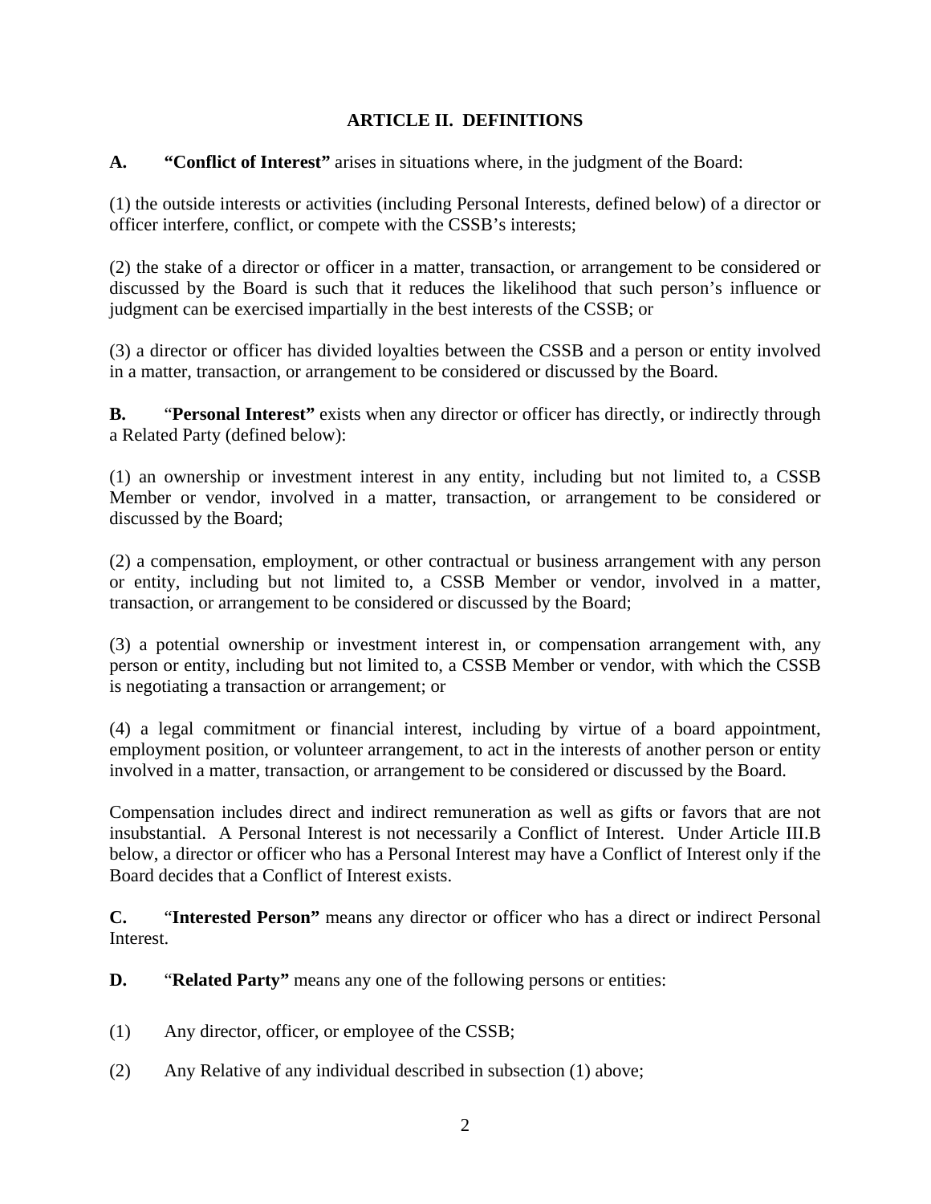## ARTICLE II. DEFINITIONS

**A. "Conflict of Interest"** arises in situations where, in the judgment of the Board:

(1) the outside interests or activities (including Personal Interests, defined below) of a director or officer interfere, conflict, or compete with the CSSB's interests;

(2) the stake of a director or officer in a matter, transaction, or arrangement to be considered or discussed by the Board is such that it reduces the likelihood that such person's influence or judgment can be exercised impartially in the best interests of the CSSB; or

(3) a director or officer has divided loyalties between the CSSB and a person or entity involved in a matter, transaction, or arrangement to be considered or discussed by the Board.

**B.** "**Personal Interest"** exists when any director or officer has directly, or indirectly through a Related Party (defined below):

(1) an ownership or investment interest in any entity, including but not limited to, a CSSB Member or vendor, involved in a matter, transaction, or arrangement to be considered or discussed by the Board;

(2) a compensation, employment, or other contractual or business arrangement with any person or entity, including but not limited to, a CSSB Member or vendor, involved in a matter, transaction, or arrangement to be considered or discussed by the Board;

(3) a potential ownership or investment interest in, or compensation arrangement with, any person or entity, including but not limited to, a CSSB Member or vendor, with which the CSSB is negotiating a transaction or arrangement; or

(4) a legal commitment or financial interest, including by virtue of a board appointment, employment position, or volunteer arrangement, to act in the interests of another person or entity involved in a matter, transaction, or arrangement to be considered or discussed by the Board.

Compensation includes direct and indirect remuneration as well as gifts or favors that are not insubstantial. A Personal Interest is not necessarily a Conflict of Interest. Under Article III.B below, a director or officer who has a Personal Interest may have a Conflict of Interest only if the Board decides that a Conflict of Interest exists.

**C.** "**Interested Person"** means any director or officer who has a direct or indirect Personal Interest.

**D.** "**Related Party"** means any one of the following persons or entities:

(1) Any director, officer, or employee of the CSSB;

(2) Any Relative of any individual described in subsection (1) above;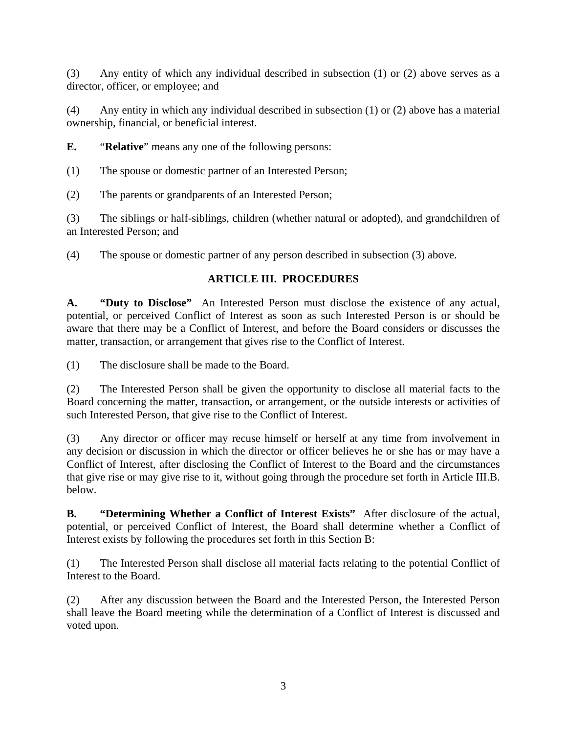(3) Any entity of which any individual described in subsection (1) or (2) above serves as a director, officer, or employee; and

(4) Any entity in which any individual described in subsection (1) or (2) above has a material ownership, financial, or beneficial interest.

**E.** "**Relative**" means any one of the following persons:

(1) The spouse or domestic partner of an Interested Person;

(2) The parents or grandparents of an Interested Person;

(3) The siblings or half-siblings, children (whether natural or adopted), and grandchildren of an Interested Person; and

(4) The spouse or domestic partner of any person described in subsection (3) above.

## ARTICLE III. PROCEDURES

**A. "Duty to Disclose"** An Interested Person must disclose the existence of any actual, potential, or perceived Conflict of Interest as soon as such Interested Person is or should be aware that there may be a Conflict of Interest, and before the Board considers or discusses the matter, transaction, or arrangement that gives rise to the Conflict of Interest.

(1) The disclosure shall be made to the Board.

(2) The Interested Person shall be given the opportunity to disclose all material facts to the Board concerning the matter, transaction, or arrangement, or the outside interests or activities of such Interested Person, that give rise to the Conflict of Interest.

(3) Any director or officer may recuse himself or herself at any time from involvement in any decision or discussion in which the director or officer believes he or she has or may have a Conflict of Interest, after disclosing the Conflict of Interest to the Board and the circumstances that give rise or may give rise to it, without going through the procedure set forth in Article III.B. below.

**B. "Determining Whether a Conflict of Interest Exists"** After disclosure of the actual, potential, or perceived Conflict of Interest, the Board shall determine whether a Conflict of Interest exists by following the procedures set forth in this Section B:

(1) The Interested Person shall disclose all material facts relating to the potential Conflict of Interest to the Board.

(2) After any discussion between the Board and the Interested Person, the Interested Person shall leave the Board meeting while the determination of a Conflict of Interest is discussed and voted upon.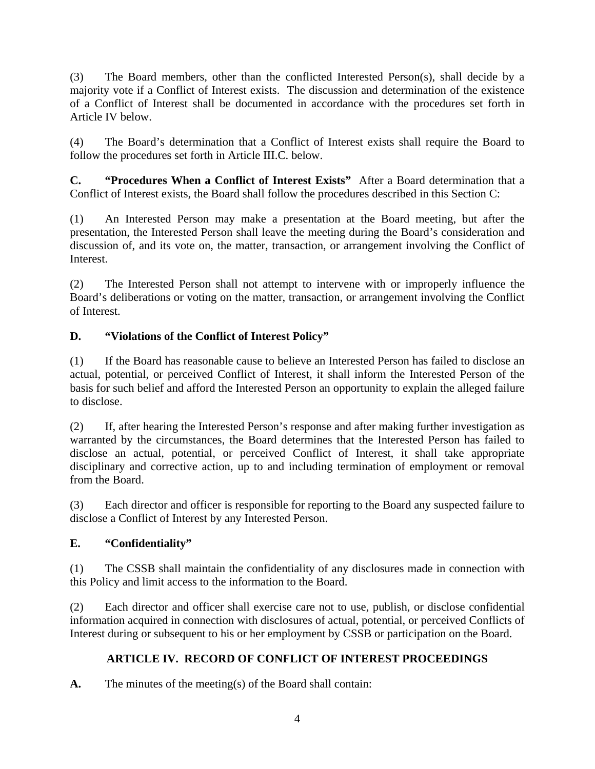(3) The Board members, other than the conflicted Interested Person(s), shall decide by a majority vote if a Conflict of Interest exists. The discussion and determination of the existence of a Conflict of Interest shall be documented in accordance with the procedures set forth in Article IV below.

(4) The Board's determination that a Conflict of Interest exists shall require the Board to follow the procedures set forth in Article III.C. below.

**C. "Procedures When a Conflict of Interest Exists"** After a Board determination that a Conflict of Interest exists, the Board shall follow the procedures described in this Section C:

(1) An Interested Person may make a presentation at the Board meeting, but after the presentation, the Interested Person shall leave the meeting during the Board's consideration and discussion of, and its vote on, the matter, transaction, or arrangement involving the Conflict of Interest.

(2) The Interested Person shall not attempt to intervene with or improperly influence the Board's deliberations or voting on the matter, transaction, or arrangement involving the Conflict of Interest.

**D. "Violations of the Conflict of Interest Policy"**

(1) If the Board has reasonable cause to believe an Interested Person has failed to disclose an actual, potential, or perceived Conflict of Interest, it shall inform the Interested Person of the basis for such belief and afford the Interested Person an opportunity to explain the alleged failure to disclose.

(2) If, after hearing the Interested Person's response and after making further investigation as warranted by the circumstances, the Board determines that the Interested Person has failed to disclose an actual, potential, or perceived Conflict of Interest, it shall take appropriate disciplinary and corrective action, up to and including termination of employment or removal from the Board.

(3) Each director and officer is responsible for reporting to the Board any suspected failure to disclose a Conflict of Interest by any Interested Person.

**E. "Confidentiality"**

(1) The CSSB shall maintain the confidentiality of any disclosures made in connection with this Policy and limit access to the information to the Board.

(2) Each director and officer shall exercise care not to use, publish, or disclose confidential information acquired in connection with disclosures of actual, potential, or perceived Conflicts of Interest during or subsequent to his or her employment by CSSB or participation on the Board.

## ARTICLE IV. RECORD OF CONFLICT OF INTEREST PROCEEDINGS

**A.** The minutes of the meeting(s) of the Board shall contain: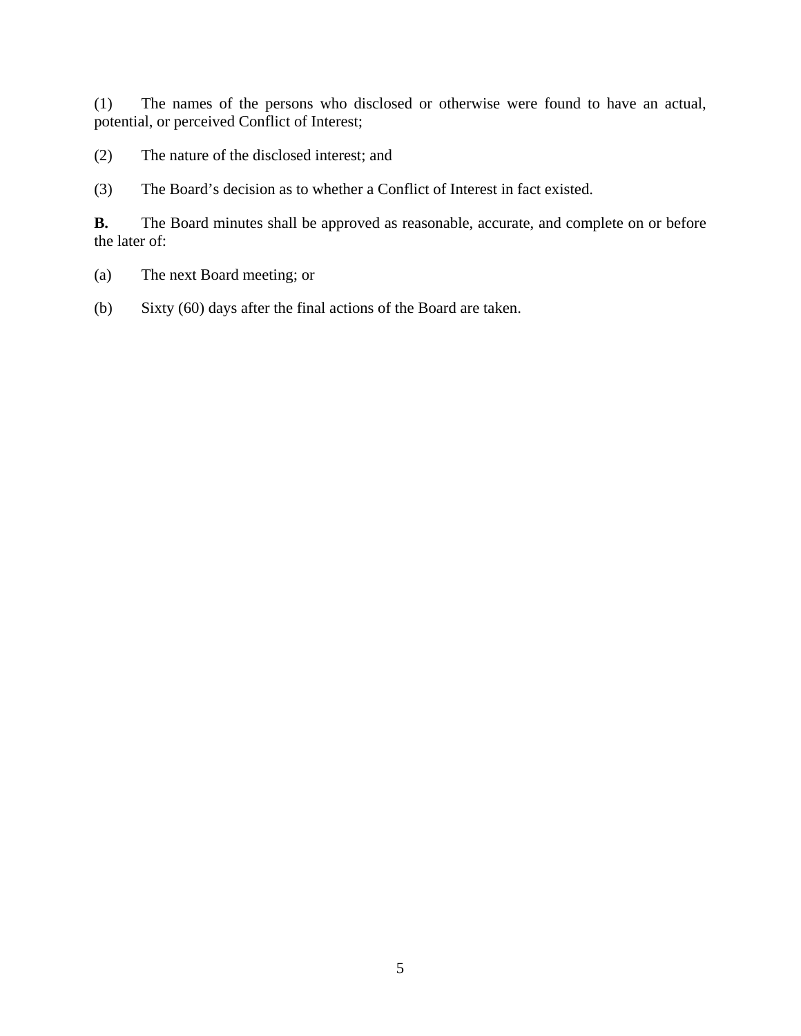(1) The names of the persons who disclosed or otherwise were found to have an actual, potential, or perceived Conflict of Interest;

(2) The nature of the disclosed interest; and

(3) The Board's decision as to whether a Conflict of Interest in fact existed.

**B.** The Board minutes shall be approved as reasonable, accurate, and complete on or before the later of:

(a) The next Board meeting; or

(b) Sixty (60) days after the final actions of the Board are taken.